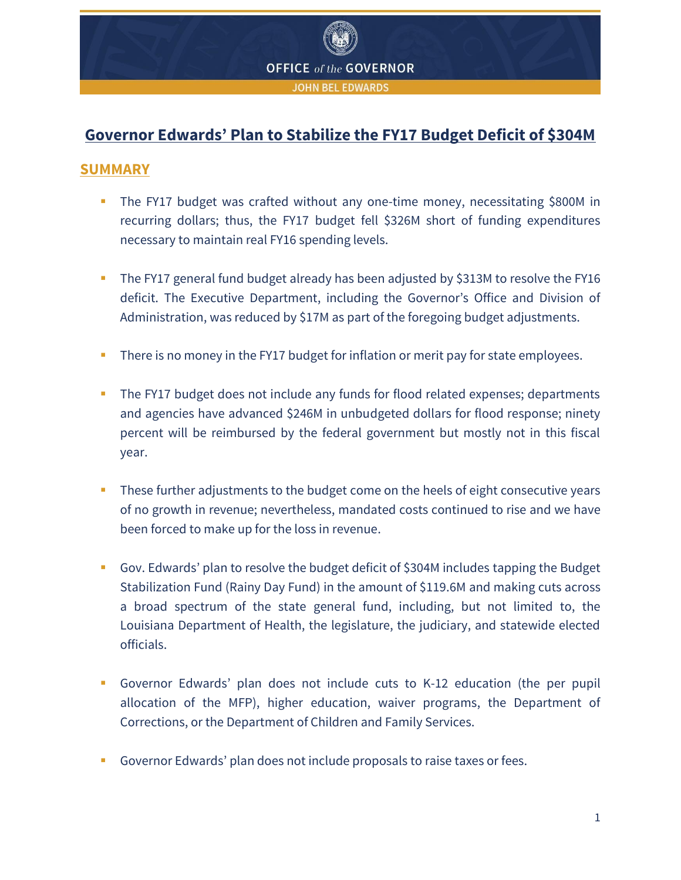OFFICE *of the* GOVERNOR

JOHN BEL EDWARDS

# Governor Edwards' Plan to Stabilize the FY17 Budget Deficit of $304M

## SUMMARY

- The FY17 budget was crafted without any one-time money, necessitating $800M in recurring dollars; thus, the FY17 budget fell $326M short of funding expenditures necessary to maintain real FY16 spending levels.

- The FY17 general fund budget already has been adjusted by $313M to resolve the FY16 deficit. The Executive Department, including the Governor's Office and Division of Administration, was reduced by $17M as part of the foregoing budget adjustments.

- There is no money in the FY17 budget for inflation or merit pay for state employees.

- The FY17 budget does not include any funds for flood related expenses; departments and agencies have advanced $246M in unbudgeted dollars for flood response; ninety percent will be reimbursed by the federal government but mostly not in this fiscal year.

- These further adjustments to the budget come on the heels of eight consecutive years of no growth in revenue; nevertheless, mandated costs continued to rise and we have been forced to make up for the loss in revenue.

- Gov. Edwards' plan to resolve the budget deficit of $304M includes tapping the Budget Stabilization Fund (Rainy Day Fund) in the amount of $119.6M and making cuts across a broad spectrum of the state general fund, including, but not limited to, the Louisiana Department of Health, the legislature, the judiciary, and statewide elected officials.

- Governor Edwards' plan does not include cuts to K-12 education (the per pupil allocation of the MFP), higher education, waiver programs, the Department of Corrections, or the Department of Children and Family Services.

- Governor Edwards' plan does not include proposals to raise taxes or fees.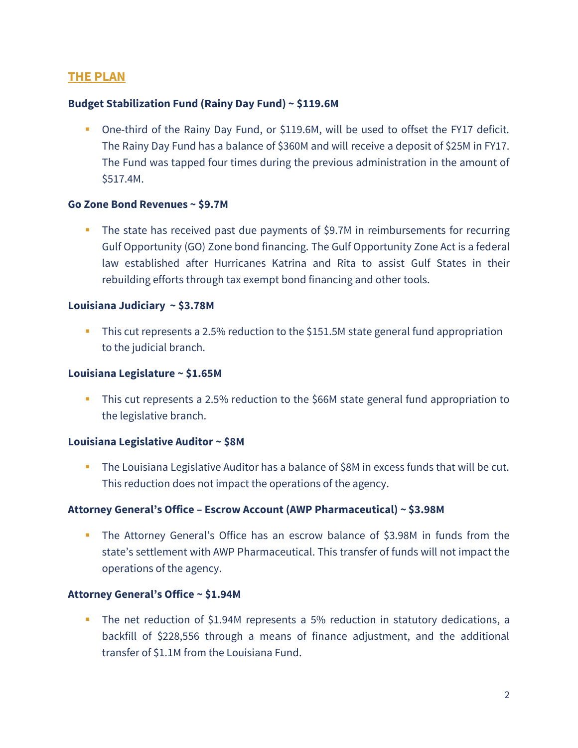## THE PLAN

**Budget Stabilization Fund (Rainy Day Fund) ~ $119.6M**

- One-third of the Rainy Day Fund, or $119.6M, will be used to offset the FY17 deficit. The Rainy Day Fund has a balance of $360M and will receive a deposit of $25M in FY17. The Fund was tapped four times during the previous administration in the amount of $517.4M.

**Go Zone Bond Revenues ~ $9.7M**

- The state has received past due payments of $9.7M in reimbursements for recurring Gulf Opportunity (GO) Zone bond financing. The Gulf Opportunity Zone Act is a federal law established after Hurricanes Katrina and Rita to assist Gulf States in their rebuilding efforts through tax exempt bond financing and other tools.

**Louisiana Judiciary ~ $3.78M**

- This cut represents a 2.5% reduction to the $151.5M state general fund appropriation to the judicial branch.

**Louisiana Legislature ~ $1.65M**

- This cut represents a 2.5% reduction to the $66M state general fund appropriation to the legislative branch.

**Louisiana Legislative Auditor ~ $8M**

- The Louisiana Legislative Auditor has a balance of $8M in excess funds that will be cut. This reduction does not impact the operations of the agency.

**Attorney General's Office – Escrow Account (AWP Pharmaceutical) ~ $3.98M**

- The Attorney General's Office has an escrow balance of $3.98M in funds from the state's settlement with AWP Pharmaceutical. This transfer of funds will not impact the operations of the agency.

**Attorney General's Office ~ $1.94M**

- The net reduction of $1.94M represents a 5% reduction in statutory dedications, a backfill of $228,556 through a means of finance adjustment, and the additional transfer of $1.1M from the Louisiana Fund.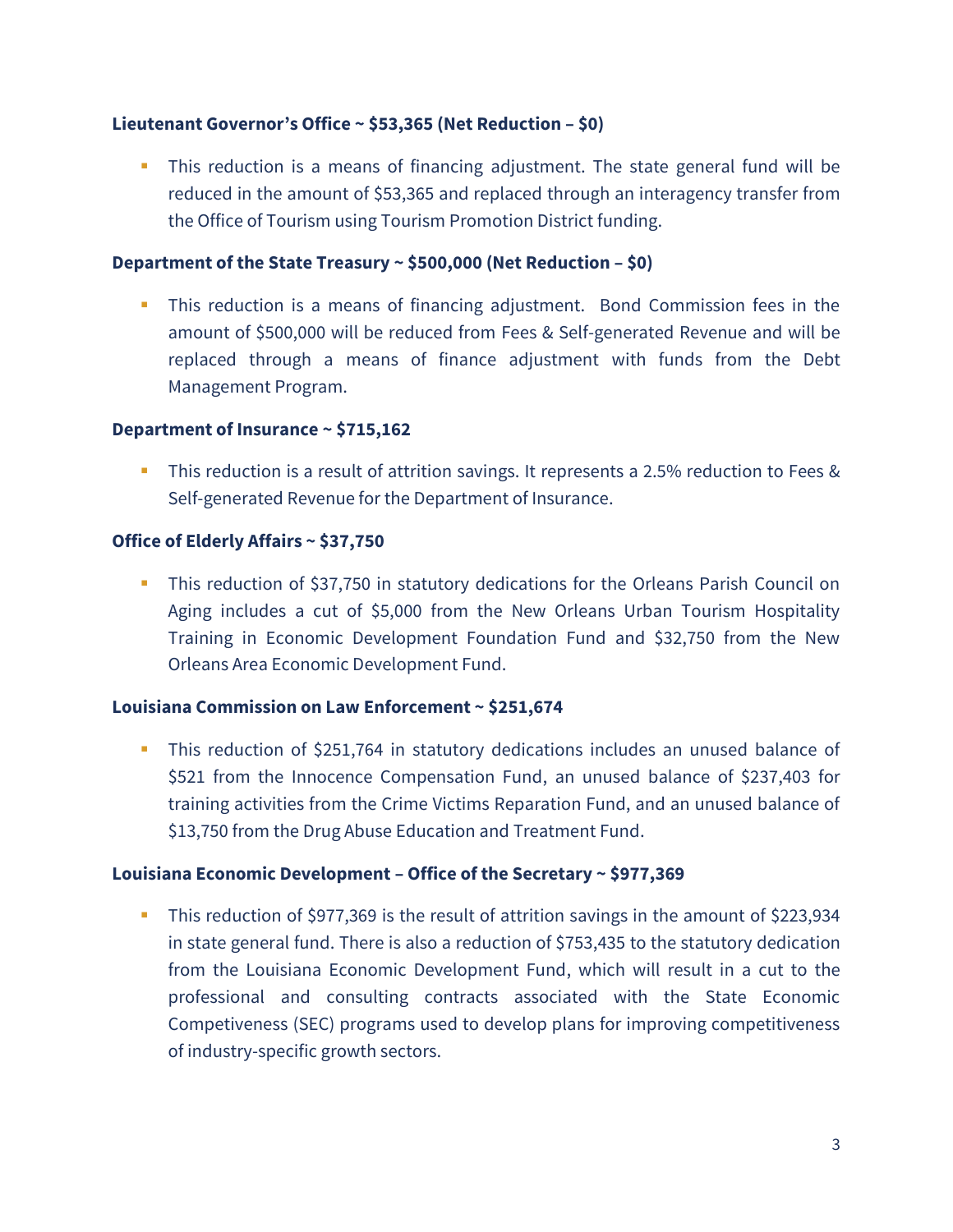**Lieutenant Governor's Office ~ $53,365 (Net Reduction – $0)**

- This reduction is a means of financing adjustment. The state general fund will be reduced in the amount of $53,365 and replaced through an interagency transfer from the Office of Tourism using Tourism Promotion District funding.

**Department of the State Treasury ~ $500,000 (Net Reduction – $0)**

- This reduction is a means of financing adjustment. Bond Commission fees in the amount of $500,000 will be reduced from Fees & Self-generated Revenue and will be replaced through a means of finance adjustment with funds from the Debt Management Program.

**Department of Insurance ~ $715,162**

- This reduction is a result of attrition savings. It represents a 2.5% reduction to Fees & Self-generated Revenue for the Department of Insurance.

**Office of Elderly Affairs ~ $37,750**

- This reduction of $37,750 in statutory dedications for the Orleans Parish Council on Aging includes a cut of $5,000 from the New Orleans Urban Tourism Hospitality Training in Economic Development Foundation Fund and $32,750 from the New Orleans Area Economic Development Fund.

**Louisiana Commission on Law Enforcement ~ $251,674**

- This reduction of $251,764 in statutory dedications includes an unused balance of $521 from the Innocence Compensation Fund, an unused balance of $237,403 for training activities from the Crime Victims Reparation Fund, and an unused balance of $13,750 from the Drug Abuse Education and Treatment Fund.

**Louisiana Economic Development – Office of the Secretary ~ $977,369**

- This reduction of $977,369 is the result of attrition savings in the amount of $223,934 in state general fund. There is also a reduction of $753,435 to the statutory dedication from the Louisiana Economic Development Fund, which will result in a cut to the professional and consulting contracts associated with the State Economic Competiveness (SEC) programs used to develop plans for improving competitiveness of industry-specific growth sectors.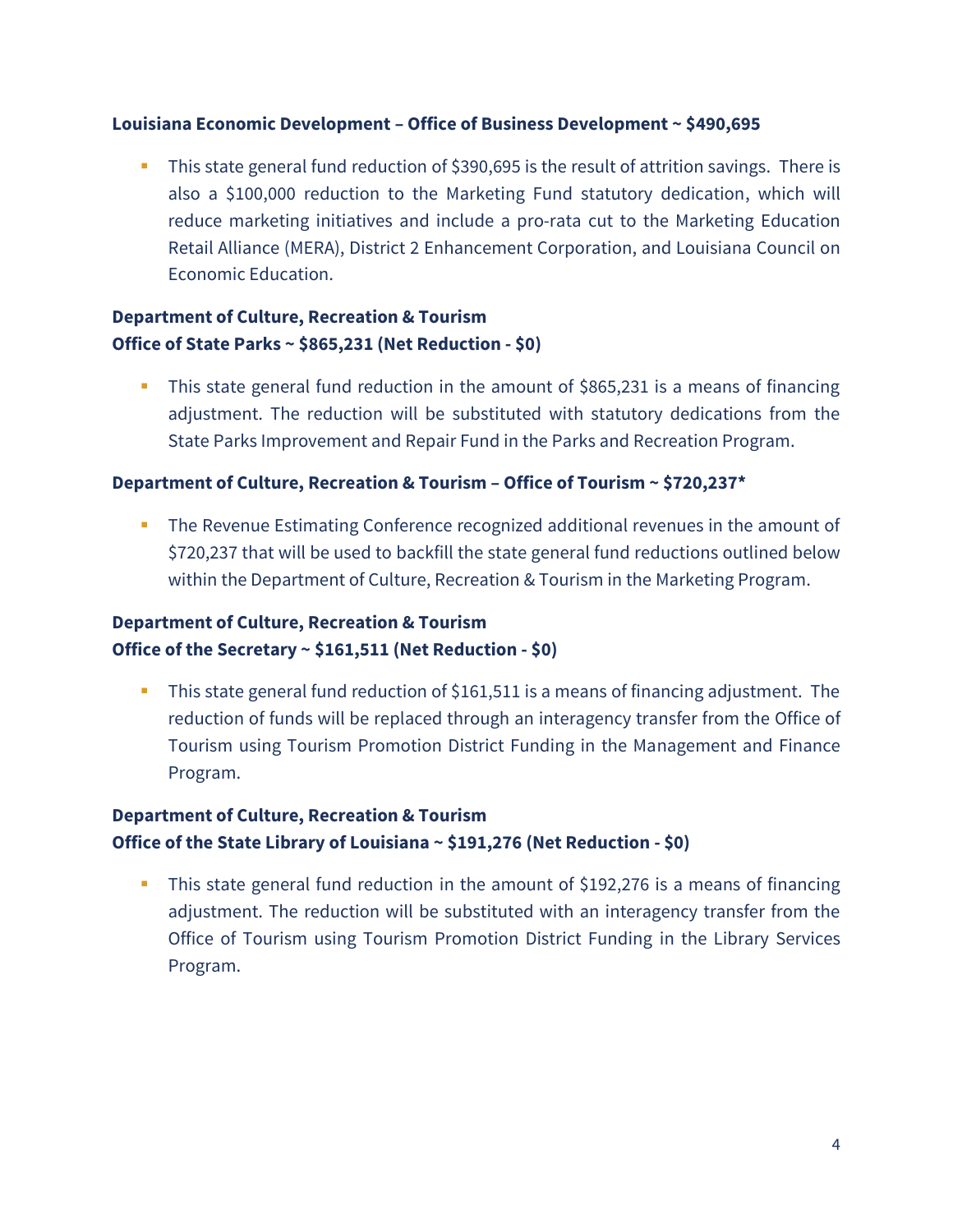**Louisiana Economic Development – Office of Business Development ~ $490,695**

- This state general fund reduction of $390,695 is the result of attrition savings. There is also a $100,000 reduction to the Marketing Fund statutory dedication, which will reduce marketing initiatives and include a pro-rata cut to the Marketing Education Retail Alliance (MERA), District 2 Enhancement Corporation, and Louisiana Council on Economic Education.

**Department of Culture, Recreation & Tourism**
**Office of State Parks ~ $865,231 (Net Reduction - $0)**

- This state general fund reduction in the amount of $865,231 is a means of financing adjustment. The reduction will be substituted with statutory dedications from the State Parks Improvement and Repair Fund in the Parks and Recreation Program.

**Department of Culture, Recreation & Tourism – Office of Tourism ~ $720,237***

- The Revenue Estimating Conference recognized additional revenues in the amount of $720,237 that will be used to backfill the state general fund reductions outlined below within the Department of Culture, Recreation & Tourism in the Marketing Program.

**Department of Culture, Recreation & Tourism**
**Office of the Secretary ~ $161,511 (Net Reduction - $0)**

- This state general fund reduction of $161,511 is a means of financing adjustment. The reduction of funds will be replaced through an interagency transfer from the Office of Tourism using Tourism Promotion District Funding in the Management and Finance Program.

**Department of Culture, Recreation & Tourism**
**Office of the State Library of Louisiana ~ $191,276 (Net Reduction - $0)**

- This state general fund reduction in the amount of $192,276 is a means of financing adjustment. The reduction will be substituted with an interagency transfer from the Office of Tourism using Tourism Promotion District Funding in the Library Services Program.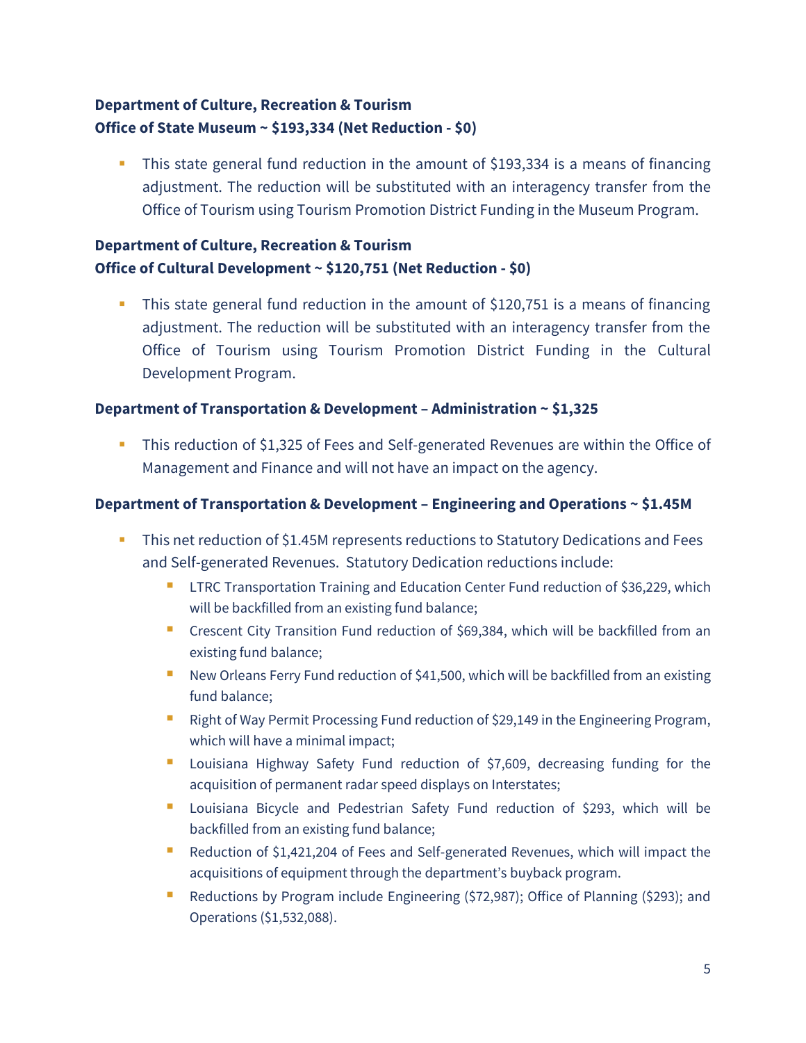**Department of Culture, Recreation & Tourism**
**Office of State Museum ~ $193,334 (Net Reduction - $0)**

- This state general fund reduction in the amount of $193,334 is a means of financing adjustment. The reduction will be substituted with an interagency transfer from the Office of Tourism using Tourism Promotion District Funding in the Museum Program.

**Department of Culture, Recreation & Tourism**
**Office of Cultural Development ~ $120,751 (Net Reduction - $0)**

- This state general fund reduction in the amount of $120,751 is a means of financing adjustment. The reduction will be substituted with an interagency transfer from the Office of Tourism using Tourism Promotion District Funding in the Cultural Development Program.

**Department of Transportation & Development – Administration ~ $1,325**

- This reduction of $1,325 of Fees and Self-generated Revenues are within the Office of Management and Finance and will not have an impact on the agency.

**Department of Transportation & Development – Engineering and Operations ~ $1.45M**

- This net reduction of $1.45M represents reductions to Statutory Dedications and Fees and Self-generated Revenues. Statutory Dedication reductions include:
  - LTRC Transportation Training and Education Center Fund reduction of $36,229, which will be backfilled from an existing fund balance;
  - Crescent City Transition Fund reduction of $69,384, which will be backfilled from an existing fund balance;
  - New Orleans Ferry Fund reduction of $41,500, which will be backfilled from an existing fund balance;
  - Right of Way Permit Processing Fund reduction of $29,149 in the Engineering Program, which will have a minimal impact;
  - Louisiana Highway Safety Fund reduction of $7,609, decreasing funding for the acquisition of permanent radar speed displays on Interstates;
  - Louisiana Bicycle and Pedestrian Safety Fund reduction of $293, which will be backfilled from an existing fund balance;
  - Reduction of $1,421,204 of Fees and Self-generated Revenues, which will impact the acquisitions of equipment through the department's buyback program.
  - Reductions by Program include Engineering ($72,987); Office of Planning ($293); and Operations ($1,532,088).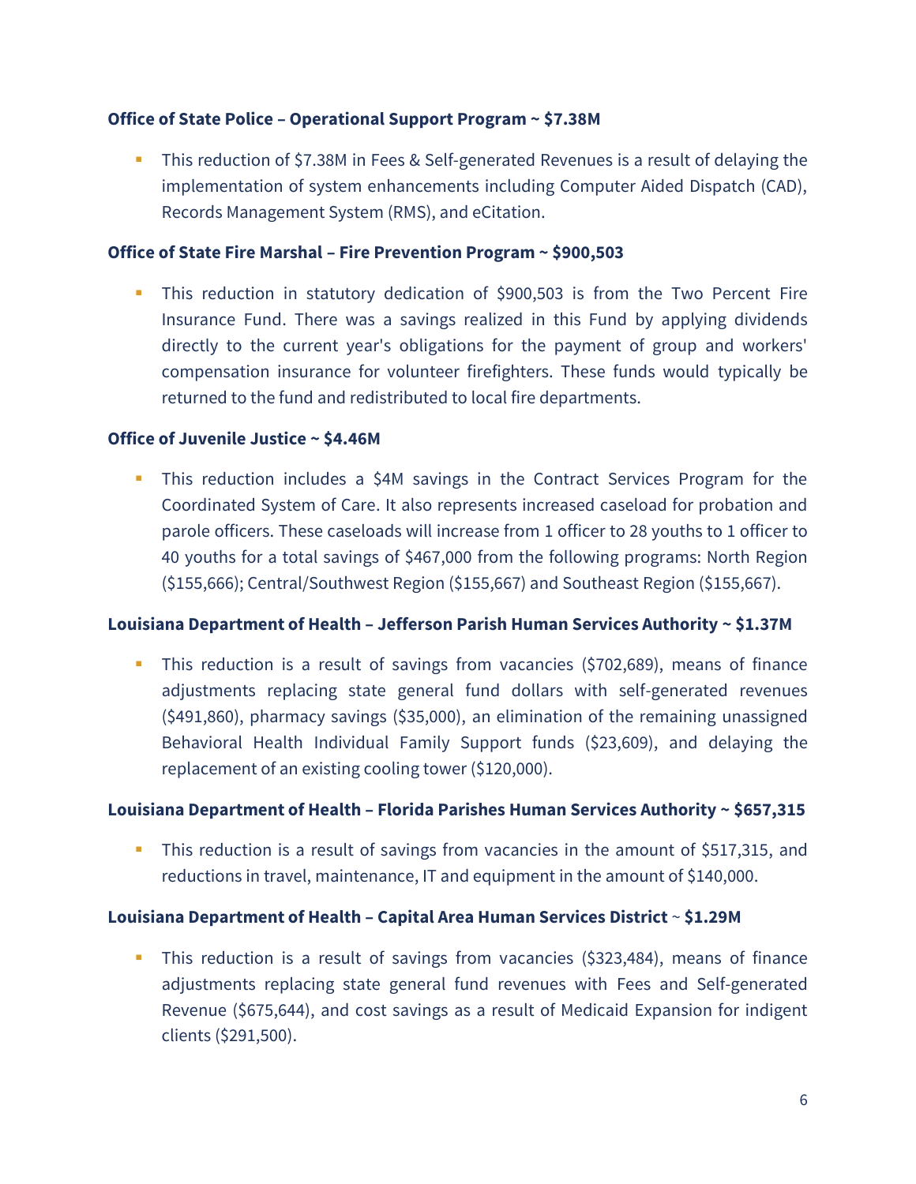**Office of State Police – Operational Support Program ~ $7.38M**

- This reduction of $7.38M in Fees & Self-generated Revenues is a result of delaying the implementation of system enhancements including Computer Aided Dispatch (CAD), Records Management System (RMS), and eCitation.

**Office of State Fire Marshal – Fire Prevention Program ~ $900,503**

- This reduction in statutory dedication of $900,503 is from the Two Percent Fire Insurance Fund. There was a savings realized in this Fund by applying dividends directly to the current year's obligations for the payment of group and workers' compensation insurance for volunteer firefighters. These funds would typically be returned to the fund and redistributed to local fire departments.

**Office of Juvenile Justice ~ $4.46M**

- This reduction includes a $4M savings in the Contract Services Program for the Coordinated System of Care. It also represents increased caseload for probation and parole officers. These caseloads will increase from 1 officer to 28 youths to 1 officer to 40 youths for a total savings of $467,000 from the following programs: North Region ($155,666); Central/Southwest Region ($155,667) and Southeast Region ($155,667).

**Louisiana Department of Health – Jefferson Parish Human Services Authority ~ $1.37M**

- This reduction is a result of savings from vacancies ($702,689), means of finance adjustments replacing state general fund dollars with self-generated revenues ($491,860), pharmacy savings ($35,000), an elimination of the remaining unassigned Behavioral Health Individual Family Support funds ($23,609), and delaying the replacement of an existing cooling tower ($120,000).

**Louisiana Department of Health – Florida Parishes Human Services Authority ~ $657,315**

- This reduction is a result of savings from vacancies in the amount of $517,315, and reductions in travel, maintenance, IT and equipment in the amount of $140,000.

**Louisiana Department of Health – Capital Area Human Services District ~ $1.29M**

- This reduction is a result of savings from vacancies ($323,484), means of finance adjustments replacing state general fund revenues with Fees and Self-generated Revenue ($675,644), and cost savings as a result of Medicaid Expansion for indigent clients ($291,500).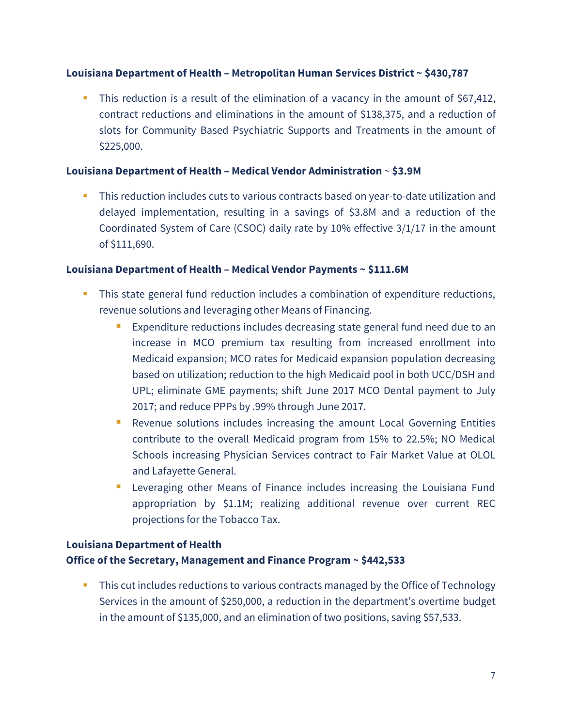**Louisiana Department of Health – Metropolitan Human Services District ~ $430,787**

- This reduction is a result of the elimination of a vacancy in the amount of $67,412, contract reductions and eliminations in the amount of $138,375, and a reduction of slots for Community Based Psychiatric Supports and Treatments in the amount of $225,000.

**Louisiana Department of Health – Medical Vendor Administration** ~ **$3.9M**

- This reduction includes cuts to various contracts based on year-to-date utilization and delayed implementation, resulting in a savings of $3.8M and a reduction of the Coordinated System of Care (CSOC) daily rate by 10% effective 3/1/17 in the amount of $111,690.

**Louisiana Department of Health – Medical Vendor Payments ~ $111.6M**

- This state general fund reduction includes a combination of expenditure reductions, revenue solutions and leveraging other Means of Financing.
  - Expenditure reductions includes decreasing state general fund need due to an increase in MCO premium tax resulting from increased enrollment into Medicaid expansion; MCO rates for Medicaid expansion population decreasing based on utilization; reduction to the high Medicaid pool in both UCC/DSH and UPL; eliminate GME payments; shift June 2017 MCO Dental payment to July 2017; and reduce PPPs by .99% through June 2017.
  - Revenue solutions includes increasing the amount Local Governing Entities contribute to the overall Medicaid program from 15% to 22.5%; NO Medical Schools increasing Physician Services contract to Fair Market Value at OLOL and Lafayette General.
  - Leveraging other Means of Finance includes increasing the Louisiana Fund appropriation by $1.1M; realizing additional revenue over current REC projections for the Tobacco Tax.

**Louisiana Department of Health**
**Office of the Secretary, Management and Finance Program ~ $442,533**

- This cut includes reductions to various contracts managed by the Office of Technology Services in the amount of $250,000, a reduction in the department's overtime budget in the amount of $135,000, and an elimination of two positions, saving $57,533.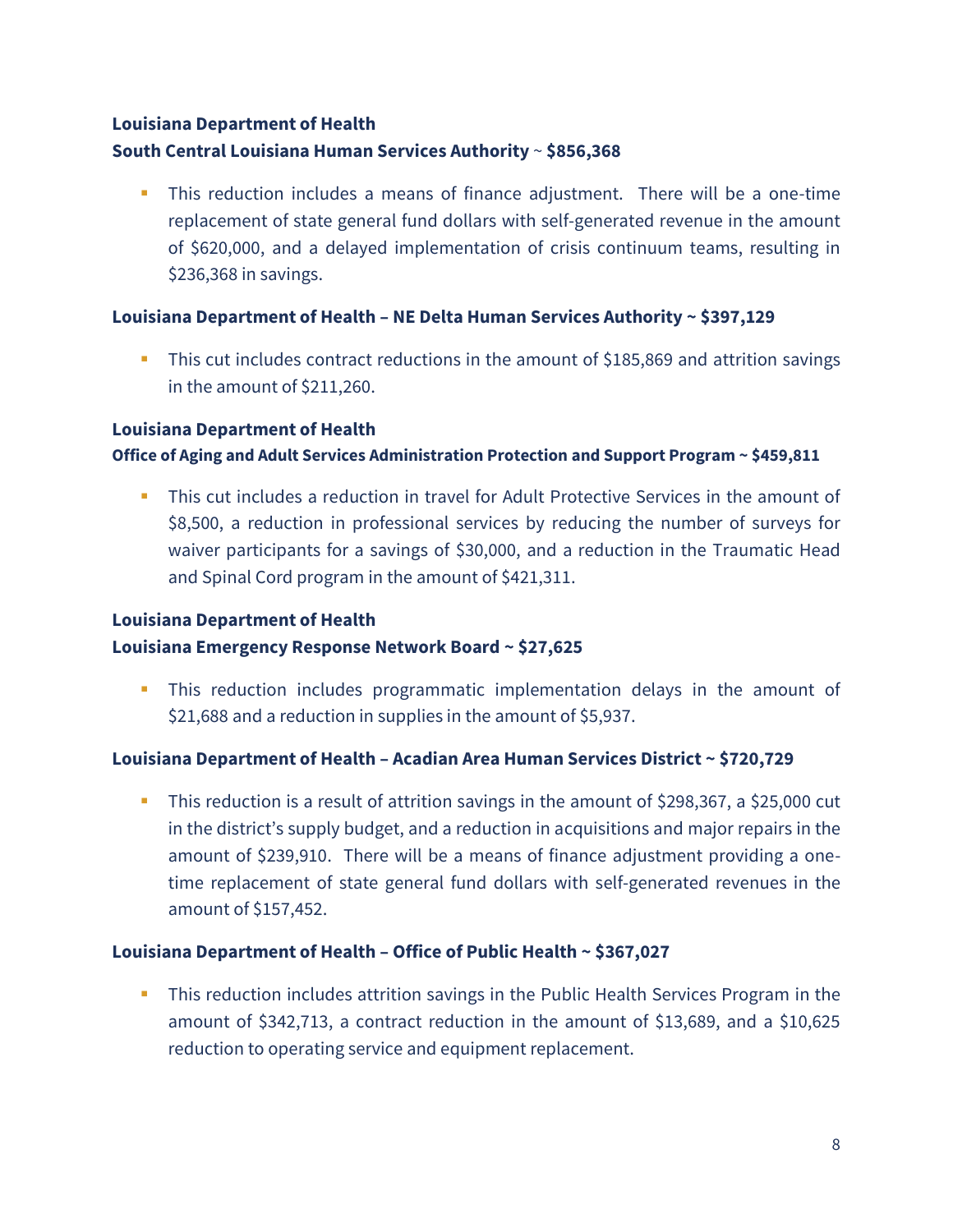**Louisiana Department of Health**
**South Central Louisiana Human Services Authority ~ $856,368**

- This reduction includes a means of finance adjustment. There will be a one-time replacement of state general fund dollars with self-generated revenue in the amount of $620,000, and a delayed implementation of crisis continuum teams, resulting in $236,368 in savings.

**Louisiana Department of Health – NE Delta Human Services Authority ~ $397,129**

- This cut includes contract reductions in the amount of $185,869 and attrition savings in the amount of $211,260.

**Louisiana Department of Health**
**Office of Aging and Adult Services Administration Protection and Support Program ~ $459,811**

- This cut includes a reduction in travel for Adult Protective Services in the amount of $8,500, a reduction in professional services by reducing the number of surveys for waiver participants for a savings of $30,000, and a reduction in the Traumatic Head and Spinal Cord program in the amount of $421,311.

**Louisiana Department of Health**
**Louisiana Emergency Response Network Board ~ $27,625**

- This reduction includes programmatic implementation delays in the amount of $21,688 and a reduction in supplies in the amount of $5,937.

**Louisiana Department of Health – Acadian Area Human Services District ~ $720,729**

- This reduction is a result of attrition savings in the amount of $298,367, a $25,000 cut in the district's supply budget, and a reduction in acquisitions and major repairs in the amount of $239,910. There will be a means of finance adjustment providing a one-time replacement of state general fund dollars with self-generated revenues in the amount of $157,452.

**Louisiana Department of Health – Office of Public Health ~ $367,027**

- This reduction includes attrition savings in the Public Health Services Program in the amount of $342,713, a contract reduction in the amount of $13,689, and a $10,625 reduction to operating service and equipment replacement.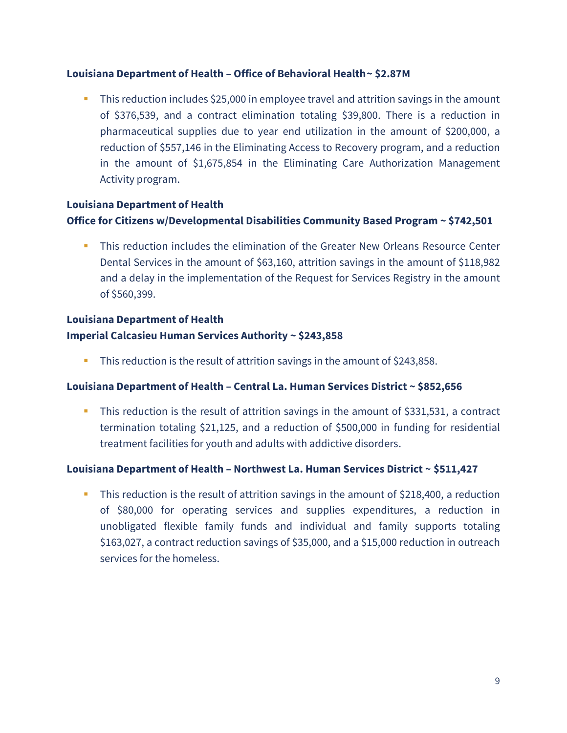**Louisiana Department of Health – Office of Behavioral Health~ $2.87M**

- This reduction includes $25,000 in employee travel and attrition savings in the amount of $376,539, and a contract elimination totaling $39,800. There is a reduction in pharmaceutical supplies due to year end utilization in the amount of $200,000, a reduction of $557,146 in the Eliminating Access to Recovery program, and a reduction in the amount of $1,675,854 in the Eliminating Care Authorization Management Activity program.

**Louisiana Department of Health**
**Office for Citizens w/Developmental Disabilities Community Based Program ~ $742,501**

- This reduction includes the elimination of the Greater New Orleans Resource Center Dental Services in the amount of $63,160, attrition savings in the amount of $118,982 and a delay in the implementation of the Request for Services Registry in the amount of $560,399.

**Louisiana Department of Health**
**Imperial Calcasieu Human Services Authority ~ $243,858**

- This reduction is the result of attrition savings in the amount of $243,858.

**Louisiana Department of Health – Central La. Human Services District ~ $852,656**

- This reduction is the result of attrition savings in the amount of $331,531, a contract termination totaling $21,125, and a reduction of $500,000 in funding for residential treatment facilities for youth and adults with addictive disorders.

**Louisiana Department of Health – Northwest La. Human Services District ~ $511,427**

- This reduction is the result of attrition savings in the amount of $218,400, a reduction of $80,000 for operating services and supplies expenditures, a reduction in unobligated flexible family funds and individual and family supports totaling $163,027, a contract reduction savings of $35,000, and a $15,000 reduction in outreach services for the homeless.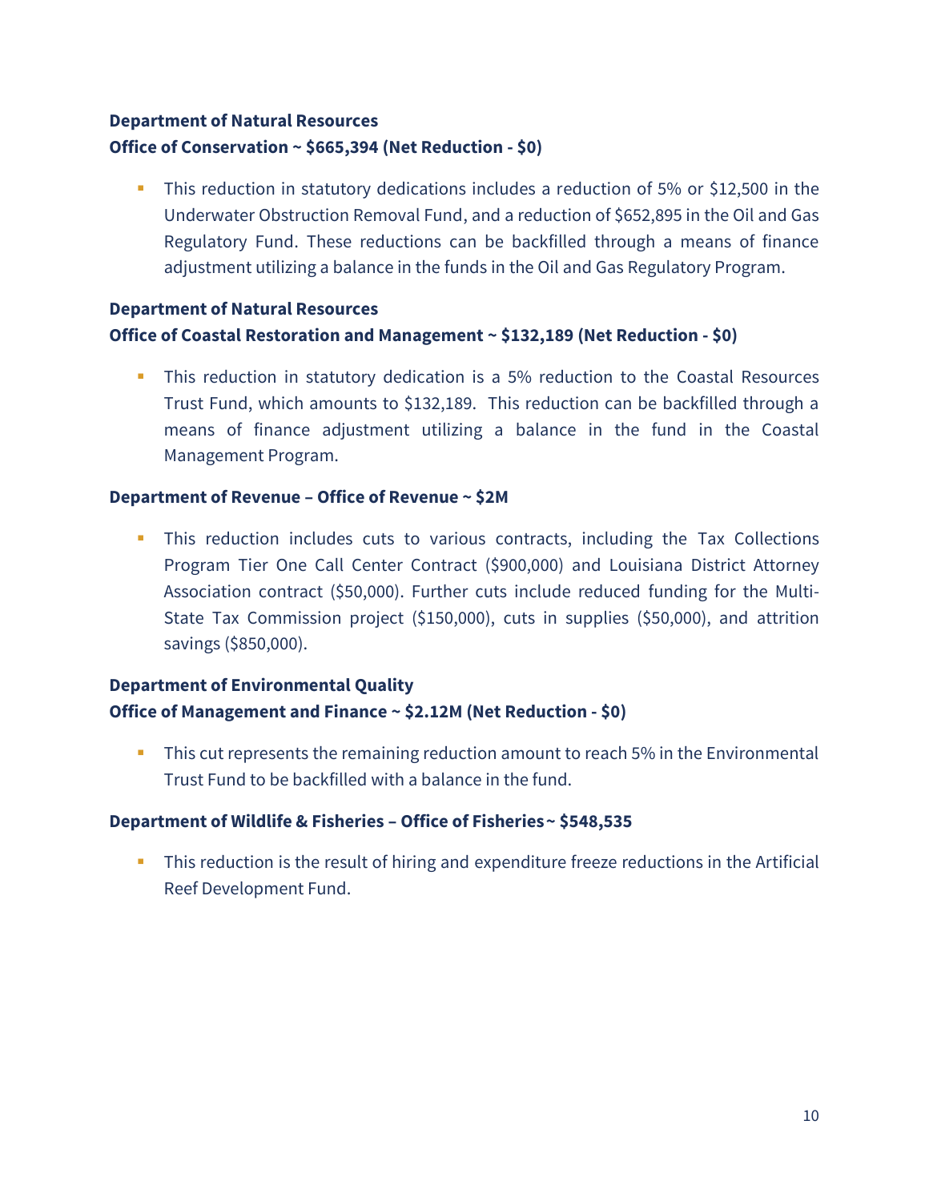**Department of Natural Resources**
**Office of Conservation ~ $665,394 (Net Reduction - $0)**

- This reduction in statutory dedications includes a reduction of 5% or $12,500 in the Underwater Obstruction Removal Fund, and a reduction of $652,895 in the Oil and Gas Regulatory Fund. These reductions can be backfilled through a means of finance adjustment utilizing a balance in the funds in the Oil and Gas Regulatory Program.

**Department of Natural Resources**
**Office of Coastal Restoration and Management ~ $132,189 (Net Reduction - $0)**

- This reduction in statutory dedication is a 5% reduction to the Coastal Resources Trust Fund, which amounts to $132,189. This reduction can be backfilled through a means of finance adjustment utilizing a balance in the fund in the Coastal Management Program.

**Department of Revenue – Office of Revenue ~ $2M**

- This reduction includes cuts to various contracts, including the Tax Collections Program Tier One Call Center Contract ($900,000) and Louisiana District Attorney Association contract ($50,000). Further cuts include reduced funding for the Multi-State Tax Commission project ($150,000), cuts in supplies ($50,000), and attrition savings ($850,000).

**Department of Environmental Quality**
**Office of Management and Finance ~ $2.12M (Net Reduction - $0)**

- This cut represents the remaining reduction amount to reach 5% in the Environmental Trust Fund to be backfilled with a balance in the fund.

**Department of Wildlife & Fisheries – Office of Fisheries ~ $548,535**

- This reduction is the result of hiring and expenditure freeze reductions in the Artificial Reef Development Fund.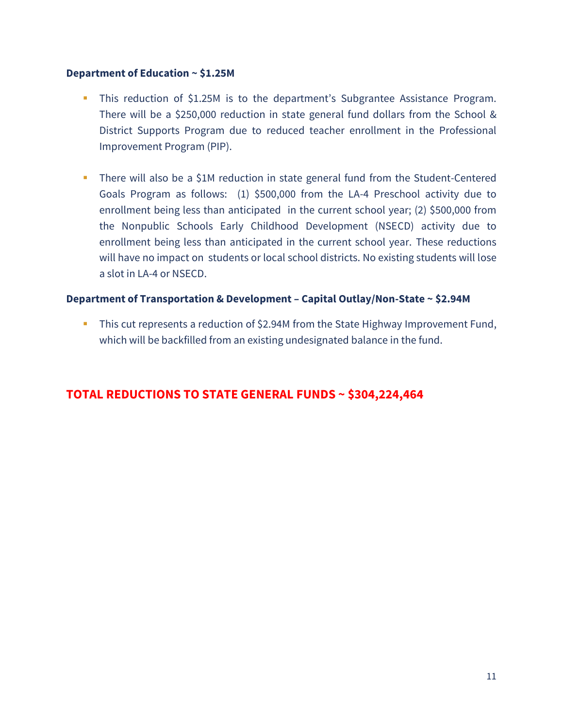**Department of Education ~ $1.25M**

- This reduction of $1.25M is to the department's Subgrantee Assistance Program. There will be a $250,000 reduction in state general fund dollars from the School & District Supports Program due to reduced teacher enrollment in the Professional Improvement Program (PIP).

- There will also be a $1M reduction in state general fund from the Student-Centered Goals Program as follows: (1) $500,000 from the LA-4 Preschool activity due to enrollment being less than anticipated in the current school year; (2) $500,000 from the Nonpublic Schools Early Childhood Development (NSECD) activity due to enrollment being less than anticipated in the current school year. These reductions will have no impact on students or local school districts. No existing students will lose a slot in LA-4 or NSECD.

**Department of Transportation & Development – Capital Outlay/Non-State ~ $2.94M**

- This cut represents a reduction of $2.94M from the State Highway Improvement Fund, which will be backfilled from an existing undesignated balance in the fund.

**TOTAL REDUCTIONS TO STATE GENERAL FUNDS ~ $304,224,464**